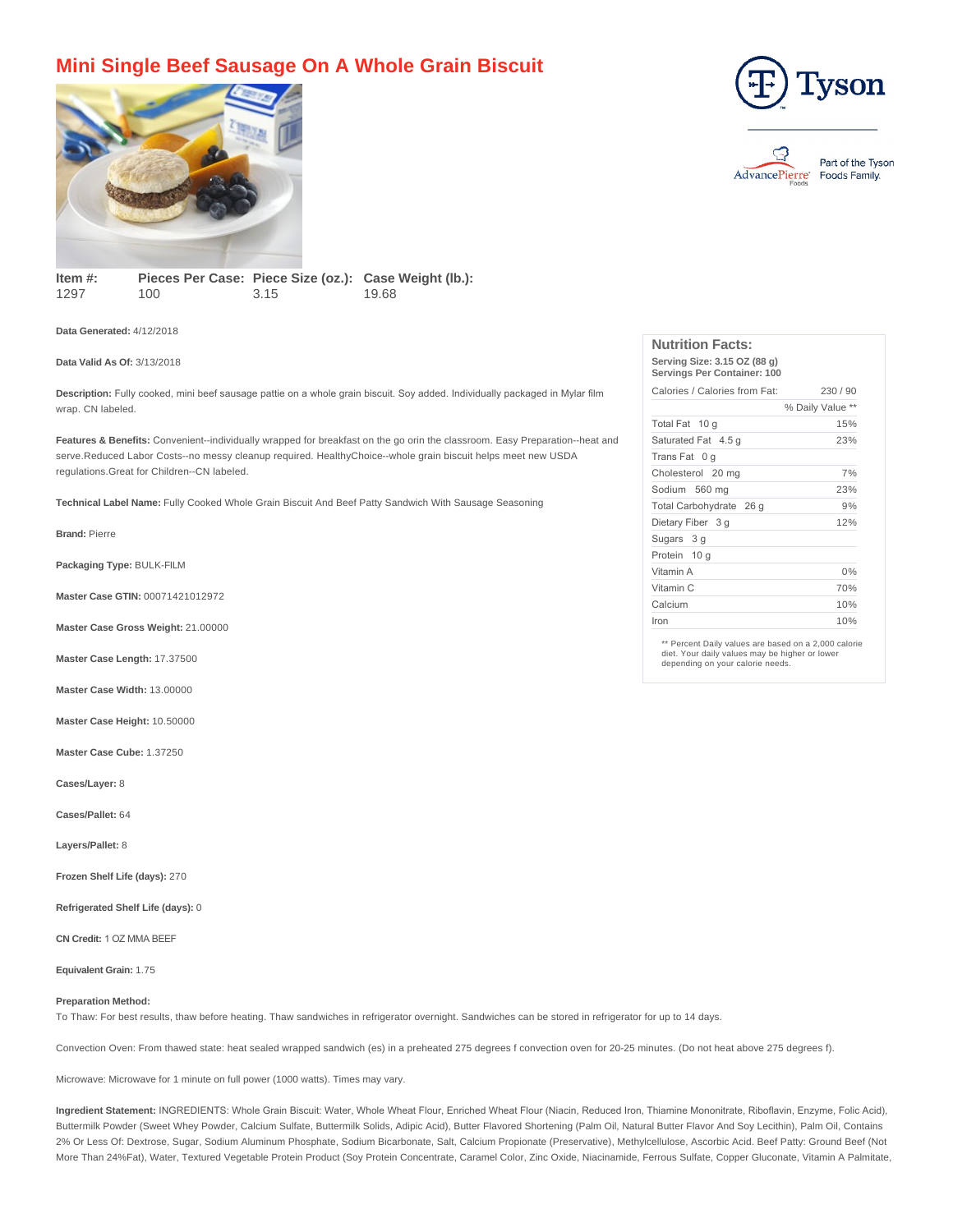# Mini Single Beef Sausage On A Whole Grain Biscuit

Tyson

AdvancePierre Foods — Part of the Tyson Foods Family.

| Item #: | Pieces Per Case: | Piece Size (oz.): | Case Weight (lb.): |
|---|---|---|---|
| 1297 | 100 | 3.15 | 19.68 |

**Data Generated:** 4/12/2018

**Data Valid As Of:** 3/13/2018

**Description:** Fully cooked, mini beef sausage pattie on a whole grain biscuit. Soy added. Individually packaged in Mylar film wrap. CN labeled.

**Features & Benefits:** Convenient--individually wrapped for breakfast on the go orin the classroom. Easy Preparation--heat and serve.Reduced Labor Costs--no messy cleanup required. HealthyChoice--whole grain biscuit helps meet new USDA regulations.Great for Children--CN labeled.

**Technical Label Name:** Fully Cooked Whole Grain Biscuit And Beef Patty Sandwich With Sausage Seasoning

**Brand:** Pierre

**Packaging Type:** BULK-FILM

**Master Case GTIN:** 00071421012972

**Master Case Gross Weight:** 21.00000

**Master Case Length:** 17.37500

**Master Case Width:** 13.00000

**Master Case Height:** 10.50000

**Master Case Cube:** 1.37250

**Cases/Layer:** 8

**Cases/Pallet:** 64

**Layers/Pallet:** 8

**Frozen Shelf Life (days):** 270

**Refrigerated Shelf Life (days):** 0

**CN Credit:** 1 OZ MMA BEEF

**Equivalent Grain:** 1.75

## Nutrition Facts:

**Serving Size: 3.15 OZ (88 g)**
**Servings Per Container: 100**

| | |
|---|---|
| Calories / Calories from Fat: | 230 / 90 |
| | % Daily Value ** |
| Total Fat 10 g | 15% |
| Saturated Fat 4.5 g | 23% |
| Trans Fat 0 g | |
| Cholesterol 20 mg | 7% |
| Sodium 560 mg | 23% |
| Total Carbohydrate 26 g | 9% |
| Dietary Fiber 3 g | 12% |
| Sugars 3 g | |
| Protein 10 g | |
| Vitamin A | 0% |
| Vitamin C | 70% |
| Calcium | 10% |
| Iron | 10% |

** Percent Daily values are based on a 2,000 calorie diet. Your daily values may be higher or lower depending on your calorie needs.

**Preparation Method:**

To Thaw: For best results, thaw before heating. Thaw sandwiches in refrigerator overnight. Sandwiches can be stored in refrigerator for up to 14 days.

Convection Oven: From thawed state: heat sealed wrapped sandwich (es) in a preheated 275 degrees f convection oven for 20-25 minutes. (Do not heat above 275 degrees f).

Microwave: Microwave for 1 minute on full power (1000 watts). Times may vary.

**Ingredient Statement:** INGREDIENTS: Whole Grain Biscuit: Water, Whole Wheat Flour, Enriched Wheat Flour (Niacin, Reduced Iron, Thiamine Mononitrate, Riboflavin, Enzyme, Folic Acid), Buttermilk Powder (Sweet Whey Powder, Calcium Sulfate, Buttermilk Solids, Adipic Acid), Butter Flavored Shortening (Palm Oil, Natural Butter Flavor And Soy Lecithin), Palm Oil, Contains 2% Or Less Of: Dextrose, Sugar, Sodium Aluminum Phosphate, Sodium Bicarbonate, Salt, Calcium Propionate (Preservative), Methylcellulose, Ascorbic Acid. Beef Patty: Ground Beef (Not More Than 24%Fat), Water, Textured Vegetable Protein Product (Soy Protein Concentrate, Caramel Color, Zinc Oxide, Niacinamide, Ferrous Sulfate, Copper Gluconate, Vitamin A Palmitate,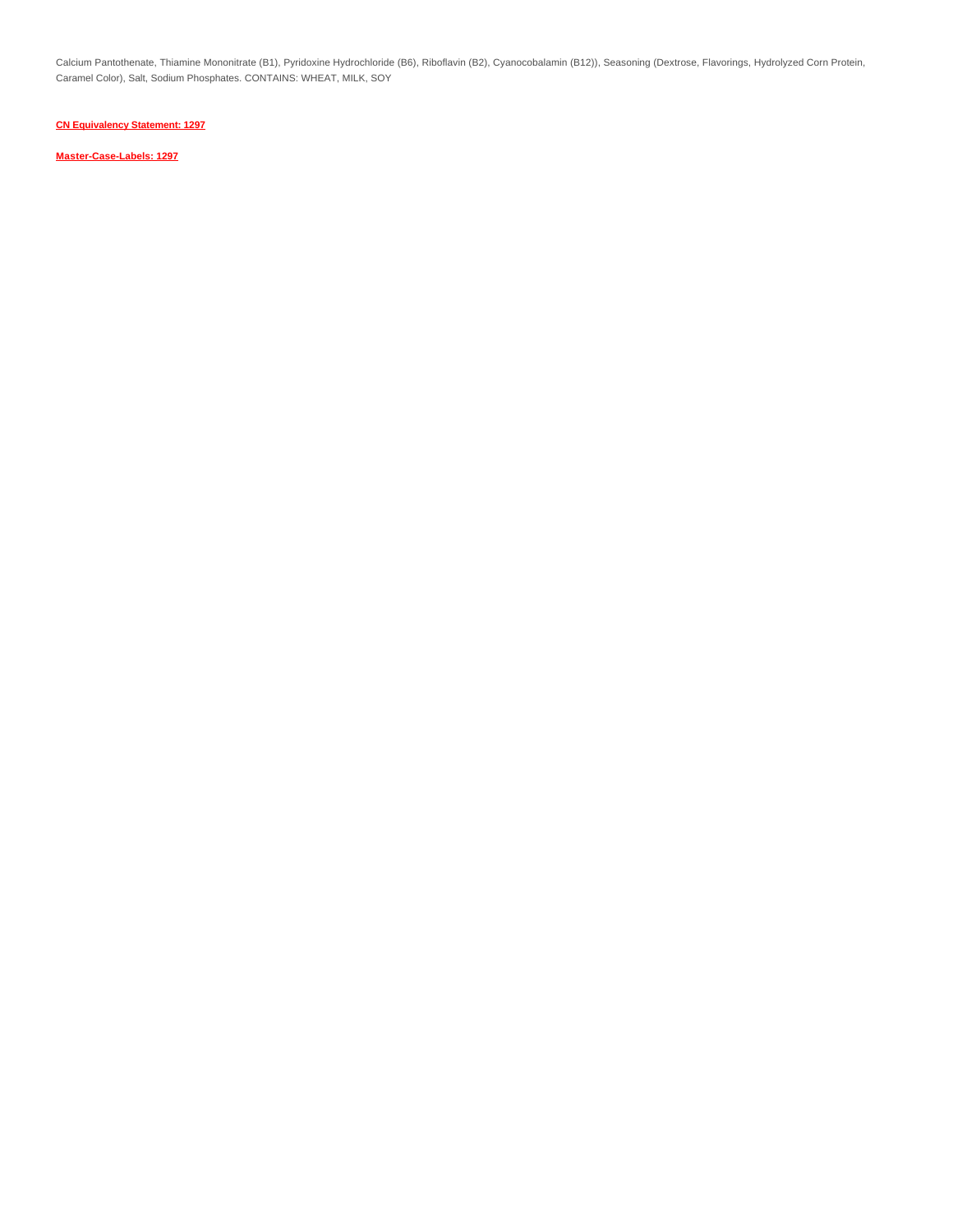Calcium Pantothenate, Thiamine Mononitrate (B1), Pyridoxine Hydrochloride (B6), Riboflavin (B2), Cyanocobalamin (B12)), Seasoning (Dextrose, Flavorings, Hydrolyzed Corn Protein, Caramel Color), Salt, Sodium Phosphates. CONTAINS: WHEAT, MILK, SOY

**CN Equivalency Statement: 1297**

**Master-Case-Labels: 1297**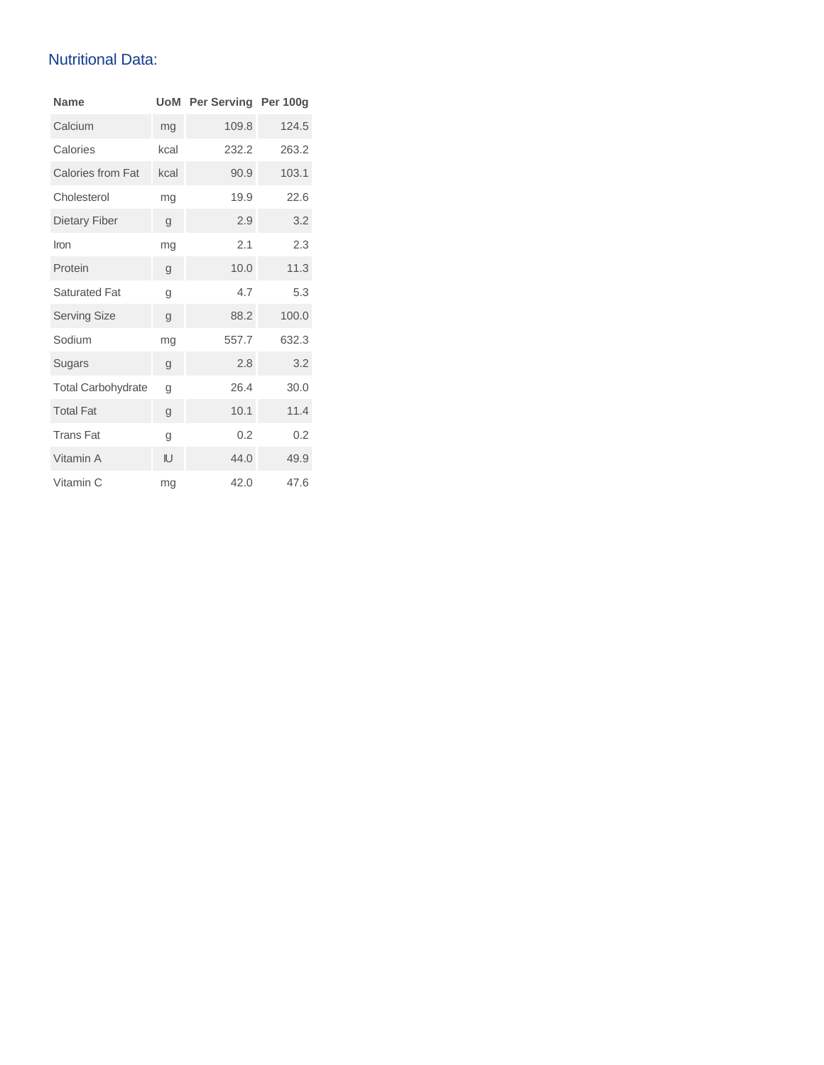## Nutritional Data:

| Name | UoM | Per Serving | Per 100g |
|---|---|---|---|
| Calcium | mg | 109.8 | 124.5 |
| Calories | kcal | 232.2 | 263.2 |
| Calories from Fat | kcal | 90.9 | 103.1 |
| Cholesterol | mg | 19.9 | 22.6 |
| Dietary Fiber | g | 2.9 | 3.2 |
| Iron | mg | 2.1 | 2.3 |
| Protein | g | 10.0 | 11.3 |
| Saturated Fat | g | 4.7 | 5.3 |
| Serving Size | g | 88.2 | 100.0 |
| Sodium | mg | 557.7 | 632.3 |
| Sugars | g | 2.8 | 3.2 |
| Total Carbohydrate | g | 26.4 | 30.0 |
| Total Fat | g | 10.1 | 11.4 |
| Trans Fat | g | 0.2 | 0.2 |
| Vitamin A | IU | 44.0 | 49.9 |
| Vitamin C | mg | 42.0 | 47.6 |